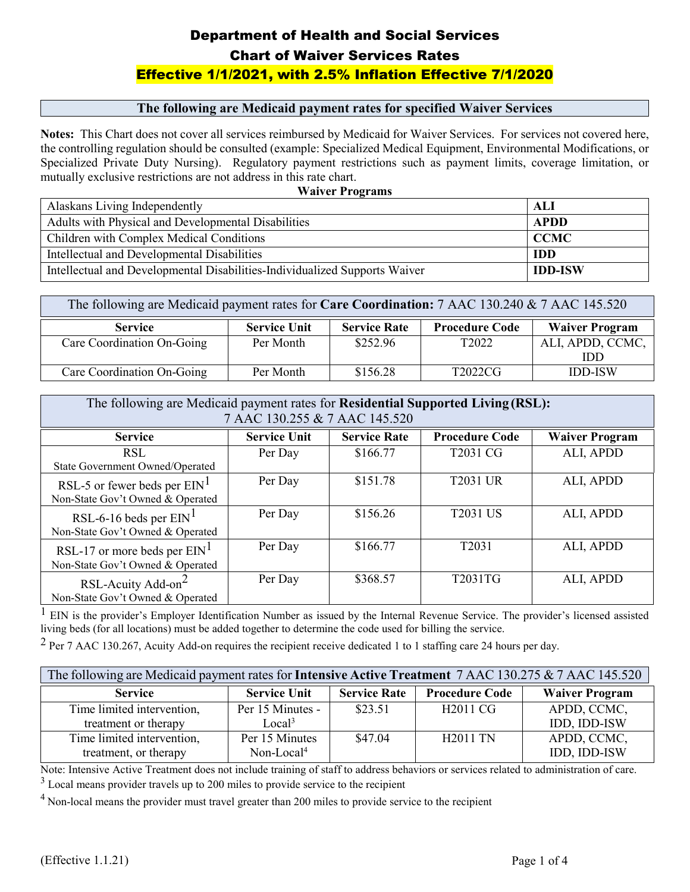# Department of Health and Social Services

## Chart of Waiver Services Rates

## Effective 1/1/2021, with 2.5% Inflation Effective 7/1/2020

### The following are Medicaid payment rates for specified Waiver Services

**Notes:** This Chart does not cover all services reimbursed by Medicaid for Waiver Services. For services not covered here, the controlling regulation should be consulted (example: Specialized Medical Equipment, Environmental Modifications, or Specialized Private Duty Nursing). Regulatory payment restrictions such as payment limits, coverage limitation, or mutually exclusive restrictions are not address in this rate chart.

**Waiver Programs**

| Program | Abbreviation |
|---|---|
| Alaskans Living Independently | **ALI** |
| Adults with Physical and Developmental Disabilities | **APDD** |
| Children with Complex Medical Conditions | **CCMC** |
| Intellectual and Developmental Disabilities | **IDD** |
| Intellectual and Developmental Disabilities-Individualized Supports Waiver | **IDD-ISW** |

### The following are Medicaid payment rates for **Care Coordination:** 7 AAC 130.240 & 7 AAC 145.520

| Service | Service Unit | Service Rate | Procedure Code | Waiver Program |
|---|---|---|---|---|
| Care Coordination On-Going | Per Month | $252.96 | T2022 | ALI, APDD, CCMC, IDD |
| Care Coordination On-Going | Per Month | $156.28 | T2022CG | IDD-ISW |

### The following are Medicaid payment rates for **Residential Supported Living (RSL):** 7 AAC 130.255 & 7 AAC 145.520

| Service | Service Unit | Service Rate | Procedure Code | Waiver Program |
|---|---|---|---|---|
| RSL State Government Owned/Operated | Per Day | $166.77 | T2031 CG | ALI, APDD |
| RSL-5 or fewer beds per EIN[1] Non-State Gov't Owned & Operated | Per Day | $151.78 | T2031 UR | ALI, APDD |
| RSL-6-16 beds per EIN[1] Non-State Gov't Owned & Operated | Per Day | $156.26 | T2031 US | ALI, APDD |
| RSL-17 or more beds per EIN[1] Non-State Gov't Owned & Operated | Per Day | $166.77 | T2031 | ALI, APDD |
| RSL-Acuity Add-on[2] Non-State Gov't Owned & Operated | Per Day | $368.57 | T2031TG | ALI, APDD |

[1] EIN is the provider's Employer Identification Number as issued by the Internal Revenue Service. The provider's licensed assisted living beds (for all locations) must be added together to determine the code used for billing the service.

[2] Per 7 AAC 130.267, Acuity Add-on requires the recipient receive dedicated 1 to 1 staffing care 24 hours per day.

### The following are Medicaid payment rates for **Intensive Active Treatment** 7 AAC 130.275 & 7 AAC 145.520

| Service | Service Unit | Service Rate | Procedure Code | Waiver Program |
|---|---|---|---|---|
| Time limited intervention, treatment or therapy | Per 15 Minutes - Local[3] | $23.51 | H2011 CG | APDD, CCMC, IDD, IDD-ISW |
| Time limited intervention, treatment, or therapy | Per 15 Minutes Non-Local[4] | $47.04 | H2011 TN | APDD, CCMC, IDD, IDD-ISW |

Note: Intensive Active Treatment does not include training of staff to address behaviors or services related to administration of care.

[3] Local means provider travels up to 200 miles to provide service to the recipient

[4] Non-local means the provider must travel greater than 200 miles to provide service to the recipient

(Effective 1.1.21)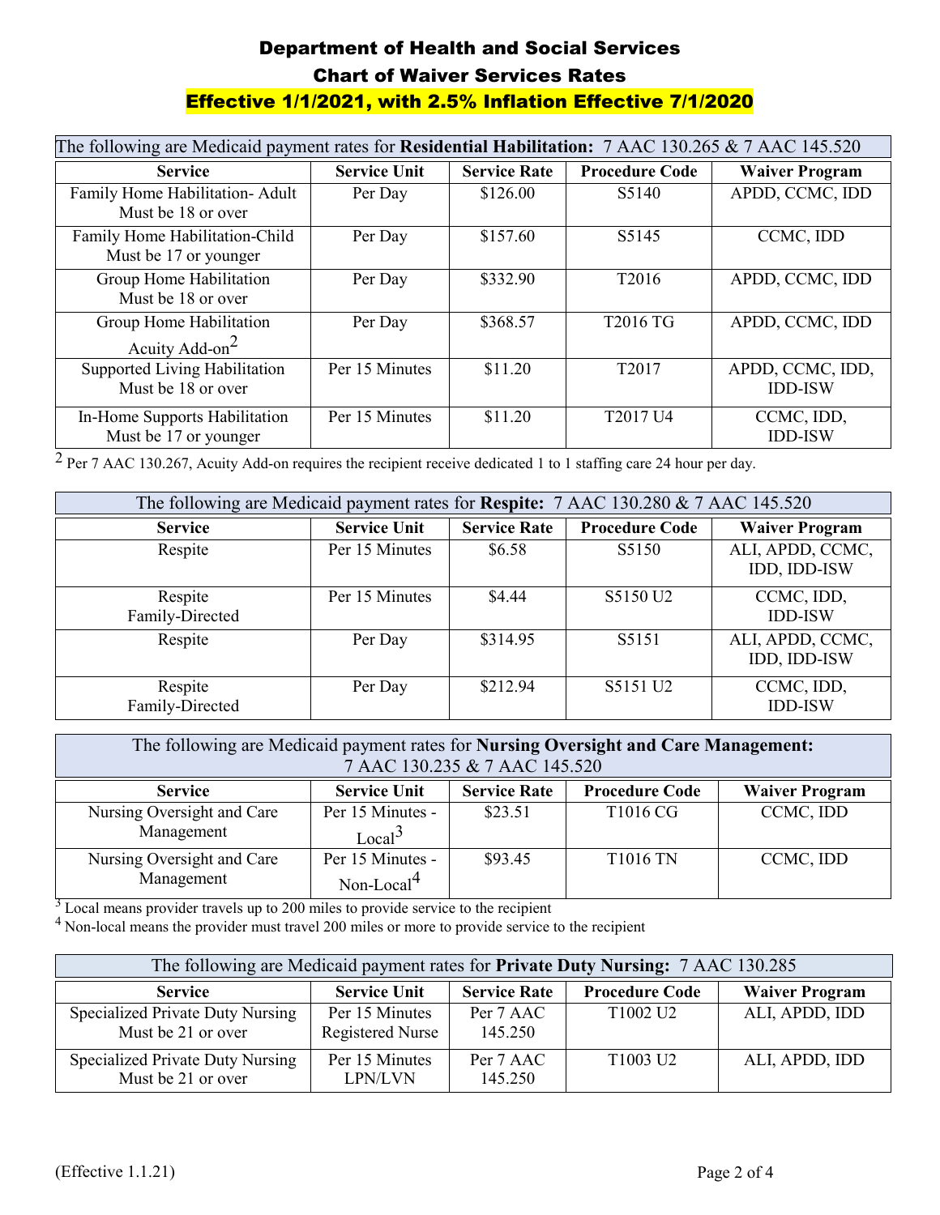# Department of Health and Social Services

## Chart of Waiver Services Rates

### Effective 1/1/2021, with 2.5% Inflation Effective 7/1/2020

The following are Medicaid payment rates for **Residential Habilitation:** 7 AAC 130.265 & 7 AAC 145.520

| Service | Service Unit | Service Rate | Procedure Code | Waiver Program |
|---|---|---|---|---|
| Family Home Habilitation- Adult Must be 18 or over | Per Day | $126.00 | S5140 | APDD, CCMC, IDD |
| Family Home Habilitation-Child Must be 17 or younger | Per Day | $157.60 | S5145 | CCMC, IDD |
| Group Home Habilitation Must be 18 or over | Per Day | $332.90 | T2016 | APDD, CCMC, IDD |
| Group Home Habilitation Acuity Add-on[2] | Per Day | $368.57 | T2016 TG | APDD, CCMC, IDD |
| Supported Living Habilitation Must be 18 or over | Per 15 Minutes | $11.20 | T2017 | APDD, CCMC, IDD, IDD-ISW |
| In-Home Supports Habilitation Must be 17 or younger | Per 15 Minutes | $11.20 | T2017 U4 | CCMC, IDD, IDD-ISW |

[2] Per 7 AAC 130.267, Acuity Add-on requires the recipient receive dedicated 1 to 1 staffing care 24 hour per day.

The following are Medicaid payment rates for **Respite:** 7 AAC 130.280 & 7 AAC 145.520

| Service | Service Unit | Service Rate | Procedure Code | Waiver Program |
|---|---|---|---|---|
| Respite | Per 15 Minutes | $6.58 | S5150 | ALI, APDD, CCMC, IDD, IDD-ISW |
| Respite Family-Directed | Per 15 Minutes | $4.44 | S5150 U2 | CCMC, IDD, IDD-ISW |
| Respite | Per Day | $314.95 | S5151 | ALI, APDD, CCMC, IDD, IDD-ISW |
| Respite Family-Directed | Per Day | $212.94 | S5151 U2 | CCMC, IDD, IDD-ISW |

The following are Medicaid payment rates for **Nursing Oversight and Care Management:** 7 AAC 130.235 & 7 AAC 145.520

| Service | Service Unit | Service Rate | Procedure Code | Waiver Program |
|---|---|---|---|---|
| Nursing Oversight and Care Management | Per 15 Minutes - Local[3] | $23.51 | T1016 CG | CCMC, IDD |
| Nursing Oversight and Care Management | Per 15 Minutes - Non-Local[4] | $93.45 | T1016 TN | CCMC, IDD |

[3] Local means provider travels up to 200 miles to provide service to the recipient

[4] Non-local means the provider must travel 200 miles or more to provide service to the recipient

The following are Medicaid payment rates for **Private Duty Nursing:** 7 AAC 130.285

| Service | Service Unit | Service Rate | Procedure Code | Waiver Program |
|---|---|---|---|---|
| Specialized Private Duty Nursing Must be 21 or over | Per 15 Minutes Registered Nurse | Per 7 AAC 145.250 | T1002 U2 | ALI, APDD, IDD |
| Specialized Private Duty Nursing Must be 21 or over | Per 15 Minutes LPN/LVN | Per 7 AAC 145.250 | T1003 U2 | ALI, APDD, IDD |

(Effective 1.1.21)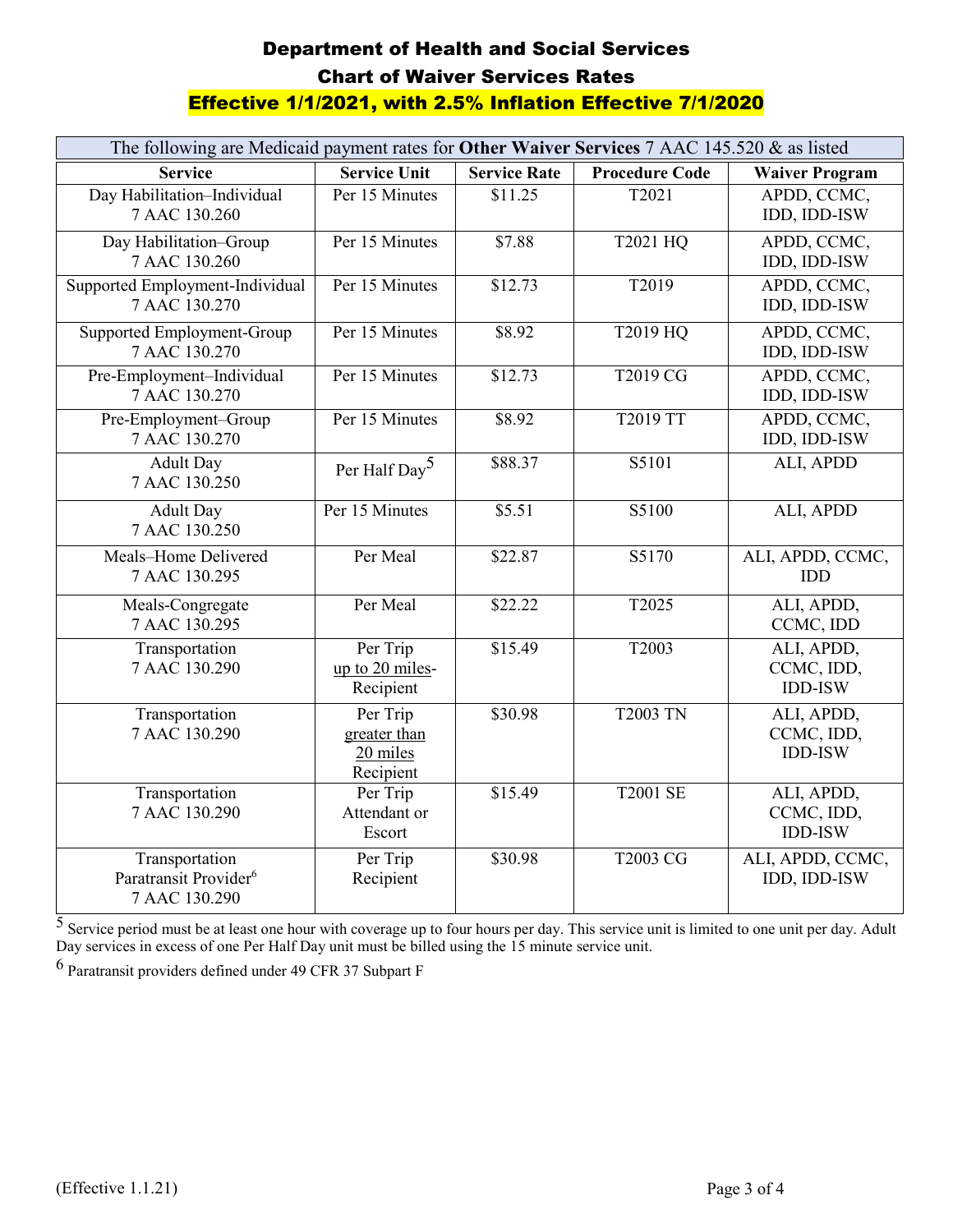# Department of Health and Social Services

## Chart of Waiver Services Rates

## Effective 1/1/2021, with 2.5% Inflation Effective 7/1/2020

| The following are Medicaid payment rates for **Other Waiver Services** 7 AAC 145.520 & as listed | | | | |
|---|---|---|---|---|
| **Service** | **Service Unit** | **Service Rate** | **Procedure Code** | **Waiver Program** |
| Day Habilitation–Individual 7 AAC 130.260 | Per 15 Minutes | $11.25 | T2021 | APDD, CCMC, IDD, IDD-ISW |
| Day Habilitation–Group 7 AAC 130.260 | Per 15 Minutes | $7.88 | T2021 HQ | APDD, CCMC, IDD, IDD-ISW |
| Supported Employment-Individual 7 AAC 130.270 | Per 15 Minutes | $12.73 | T2019 | APDD, CCMC, IDD, IDD-ISW |
| Supported Employment-Group 7 AAC 130.270 | Per 15 Minutes | $8.92 | T2019 HQ | APDD, CCMC, IDD, IDD-ISW |
| Pre-Employment–Individual 7 AAC 130.270 | Per 15 Minutes | $12.73 | T2019 CG | APDD, CCMC, IDD, IDD-ISW |
| Pre-Employment–Group 7 AAC 130.270 | Per 15 Minutes | $8.92 | T2019 TT | APDD, CCMC, IDD, IDD-ISW |
| Adult Day 7 AAC 130.250 | Per Half Day[5] | $88.37 | S5101 | ALI, APDD |
| Adult Day 7 AAC 130.250 | Per 15 Minutes | $5.51 | S5100 | ALI, APDD |
| Meals–Home Delivered 7 AAC 130.295 | Per Meal | $22.87 | S5170 | ALI, APDD, CCMC, IDD |
| Meals-Congregate 7 AAC 130.295 | Per Meal | $22.22 | T2025 | ALI, APDD, CCMC, IDD |
| Transportation 7 AAC 130.290 | Per Trip up to 20 miles-Recipient | $15.49 | T2003 | ALI, APDD, CCMC, IDD, IDD-ISW |
| Transportation 7 AAC 130.290 | Per Trip greater than 20 miles Recipient | $30.98 | T2003 TN | ALI, APDD, CCMC, IDD, IDD-ISW |
| Transportation 7 AAC 130.290 | Per Trip Attendant or Escort | $15.49 | T2001 SE | ALI, APDD, CCMC, IDD, IDD-ISW |
| Transportation Paratransit Provider[6] 7 AAC 130.290 | Per Trip Recipient | $30.98 | T2003 CG | ALI, APDD, CCMC, IDD, IDD-ISW |

[5] Service period must be at least one hour with coverage up to four hours per day. This service unit is limited to one unit per day. Adult Day services in excess of one Per Half Day unit must be billed using the 15 minute service unit.

[6] Paratransit providers defined under 49 CFR 37 Subpart F

(Effective 1.1.21)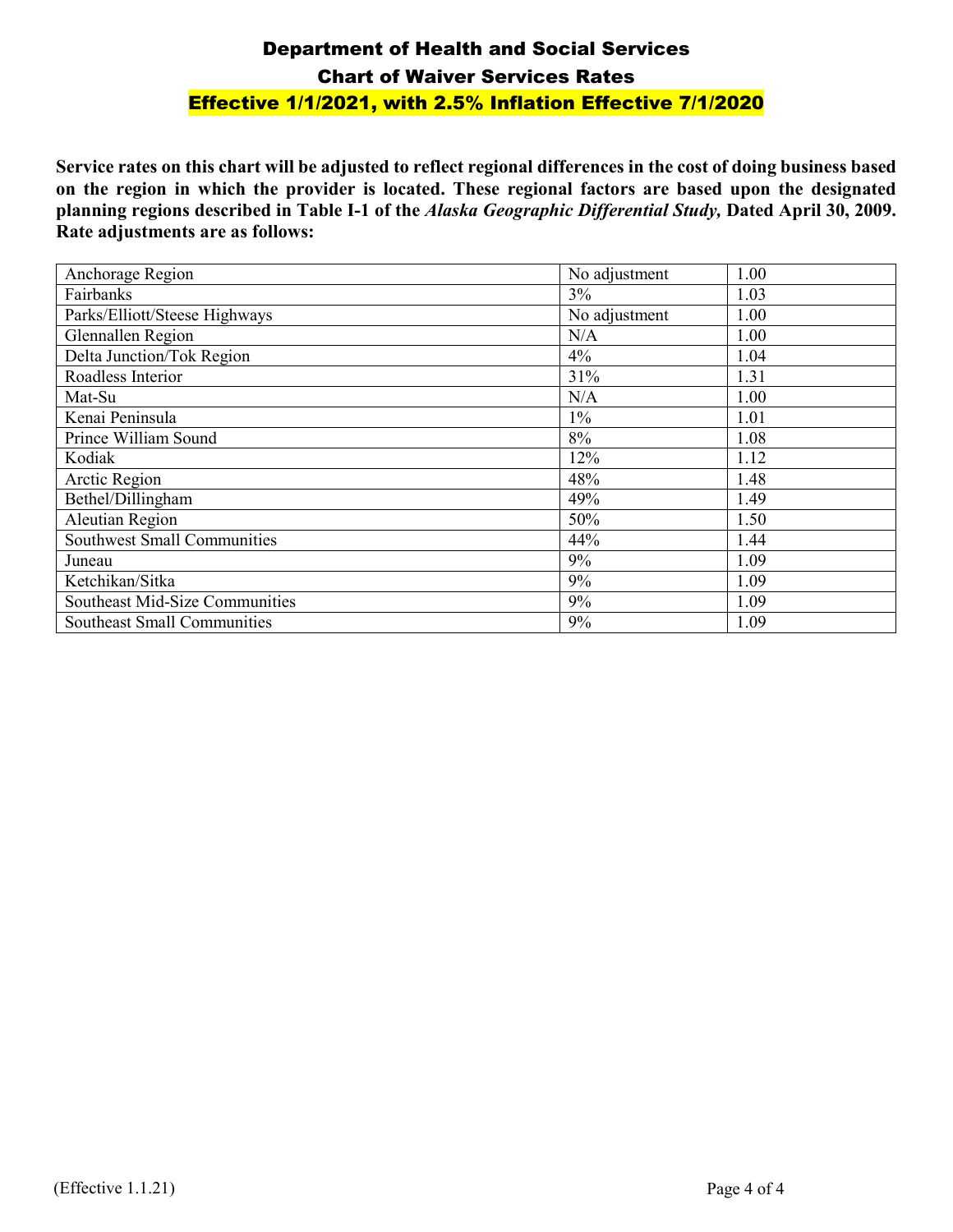# Department of Health and Social Services

## Chart of Waiver Services Rates

## Effective 1/1/2021, with 2.5% Inflation Effective 7/1/2020

**Service rates on this chart will be adjusted to reflect regional differences in the cost of doing business based on the region in which the provider is located. These regional factors are based upon the designated planning regions described in Table I-1 of the *Alaska Geographic Differential Study,* Dated April 30, 2009. Rate adjustments are as follows:**

| | | |
|---|---|---|
| Anchorage Region | No adjustment | 1.00 |
| Fairbanks | 3% | 1.03 |
| Parks/Elliott/Steese Highways | No adjustment | 1.00 |
| Glennallen Region | N/A | 1.00 |
| Delta Junction/Tok Region | 4% | 1.04 |
| Roadless Interior | 31% | 1.31 |
| Mat-Su | N/A | 1.00 |
| Kenai Peninsula | 1% | 1.01 |
| Prince William Sound | 8% | 1.08 |
| Kodiak | 12% | 1.12 |
| Arctic Region | 48% | 1.48 |
| Bethel/Dillingham | 49% | 1.49 |
| Aleutian Region | 50% | 1.50 |
| Southwest Small Communities | 44% | 1.44 |
| Juneau | 9% | 1.09 |
| Ketchikan/Sitka | 9% | 1.09 |
| Southeast Mid-Size Communities | 9% | 1.09 |
| Southeast Small Communities | 9% | 1.09 |

(Effective 1.1.21)